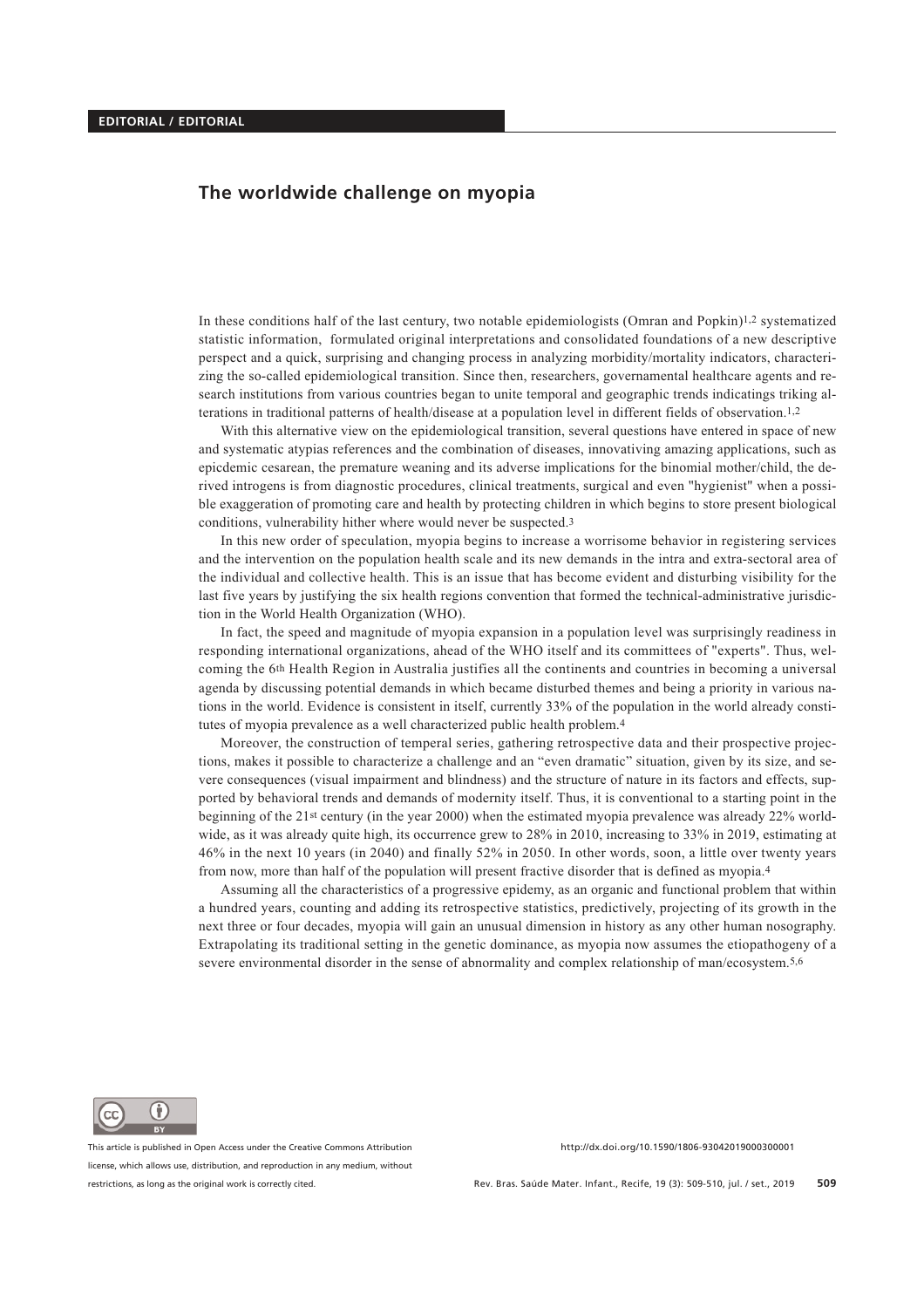EDITORIAL / EDITORIAL

# The worldwide challenge on myopia

In these conditions half of the last century, two notable epidemiologists (Omran and Popkin)[1,2] systematized statistic information, formulated original interpretations and consolidated foundations of a new descriptive perspect and a quick, surprising and changing process in analyzing morbidity/mortality indicators, characterizing the so-called epidemiological transition. Since then, researchers, governamental healthcare agents and research institutions from various countries began to unite temporal and geographic trends indicatings triking alterations in traditional patterns of health/disease at a population level in different fields of observation.[1,2]

With this alternative view on the epidemiological transition, several questions have entered in space of new and systematic atypias references and the combination of diseases, innovativing amazing applications, such as epicdemic cesarean, the premature weaning and its adverse implications for the binomial mother/child, the derived introgens is from diagnostic procedures, clinical treatments, surgical and even "hygienist" when a possible exaggeration of promoting care and health by protecting children in which begins to store present biological conditions, vulnerability hither where would never be suspected.[3]

In this new order of speculation, myopia begins to increase a worrisome behavior in registering services and the intervention on the population health scale and its new demands in the intra and extra-sectoral area of the individual and collective health. This is an issue that has become evident and disturbing visibility for the last five years by justifying the six health regions convention that formed the technical-administrative jurisdiction in the World Health Organization (WHO).

In fact, the speed and magnitude of myopia expansion in a population level was surprisingly readiness in responding international organizations, ahead of the WHO itself and its committees of "experts". Thus, welcoming the 6th Health Region in Australia justifies all the continents and countries in becoming a universal agenda by discussing potential demands in which became disturbed themes and being a priority in various nations in the world. Evidence is consistent in itself, currently 33% of the population in the world already constitutes of myopia prevalence as a well characterized public health problem.[4]

Moreover, the construction of temperal series, gathering retrospective data and their prospective projections, makes it possible to characterize a challenge and an "even dramatic" situation, given by its size, and severe consequences (visual impairment and blindness) and the structure of nature in its factors and effects, supported by behavioral trends and demands of modernity itself. Thus, it is conventional to a starting point in the beginning of the 21st century (in the year 2000) when the estimated myopia prevalence was already 22% worldwide, as it was already quite high, its occurrence grew to 28% in 2010, increasing to 33% in 2019, estimating at 46% in the next 10 years (in 2040) and finally 52% in 2050. In other words, soon, a little over twenty years from now, more than half of the population will present fractive disorder that is defined as myopia.[4]

Assuming all the characteristics of a progressive epidemy, as an organic and functional problem that within a hundred years, counting and adding its retrospective statistics, predictively, projecting of its growth in the next three or four decades, myopia will gain an unusual dimension in history as any other human nosography. Extrapolating its traditional setting in the genetic dominance, as myopia now assumes the etiopathogeny of a severe environmental disorder in the sense of abnormality and complex relationship of man/ecosystem.[5,6]

This article is published in Open Access under the Creative Commons Attribution license, which allows use, distribution, and reproduction in any medium, without restrictions, as long as the original work is correctly cited.

http://dx.doi.org/10.1590/1806-93042019000300001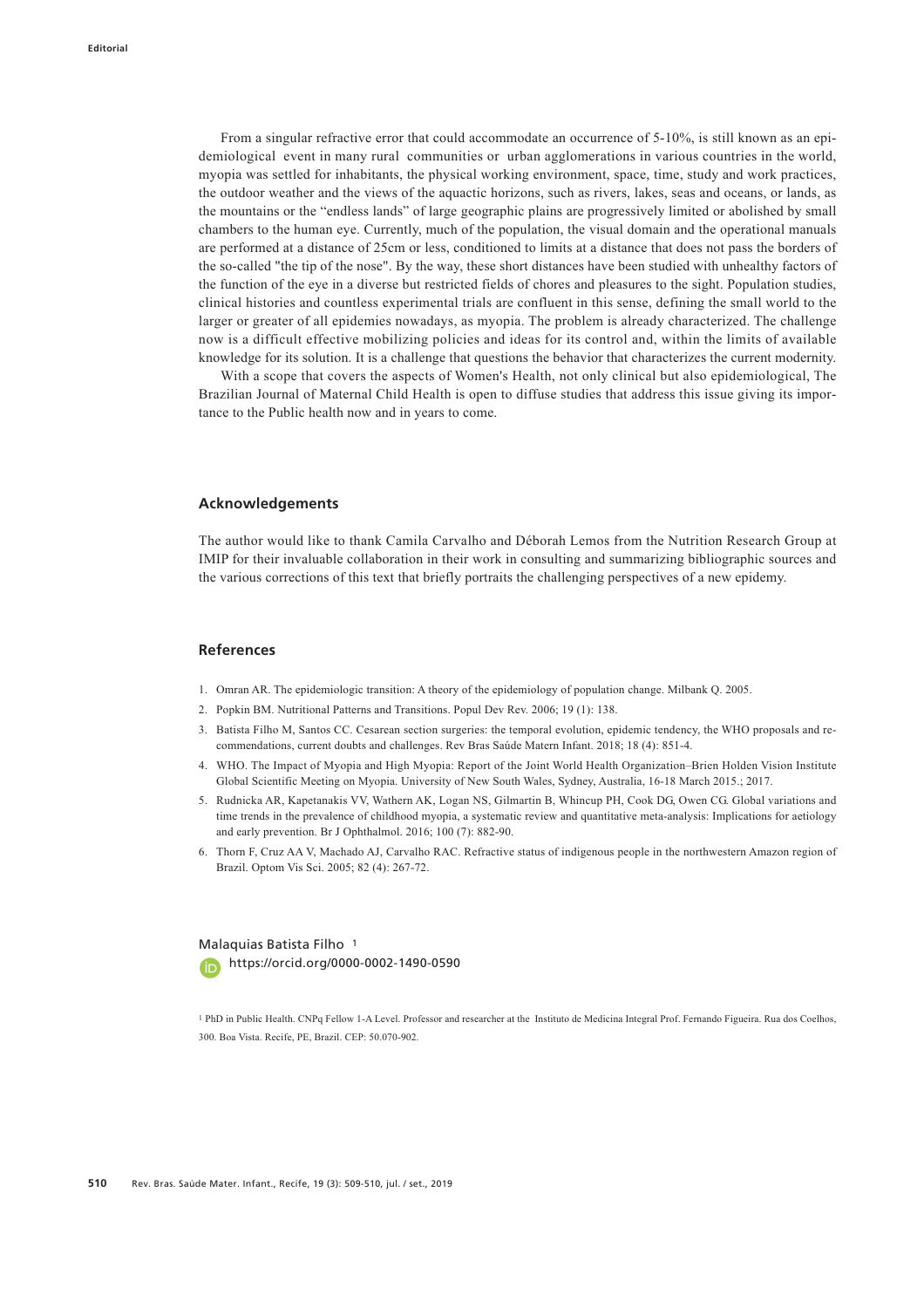From a singular refractive error that could accommodate an occurrence of 5-10%, is still known as an epidemiological event in many rural communities or urban agglomerations in various countries in the world, myopia was settled for inhabitants, the physical working environment, space, time, study and work practices, the outdoor weather and the views of the aquactic horizons, such as rivers, lakes, seas and oceans, or lands, as the mountains or the "endless lands" of large geographic plains are progressively limited or abolished by small chambers to the human eye. Currently, much of the population, the visual domain and the operational manuals are performed at a distance of 25cm or less, conditioned to limits at a distance that does not pass the borders of the so-called "the tip of the nose". By the way, these short distances have been studied with unhealthy factors of the function of the eye in a diverse but restricted fields of chores and pleasures to the sight. Population studies, clinical histories and countless experimental trials are confluent in this sense, defining the small world to the larger or greater of all epidemies nowadays, as myopia. The problem is already characterized. The challenge now is a difficult effective mobilizing policies and ideas for its control and, within the limits of available knowledge for its solution. It is a challenge that questions the behavior that characterizes the current modernity.

With a scope that covers the aspects of Women's Health, not only clinical but also epidemiological, The Brazilian Journal of Maternal Child Health is open to diffuse studies that address this issue giving its importance to the Public health now and in years to come.

## Acknowledgements

The author would like to thank Camila Carvalho and Déborah Lemos from the Nutrition Research Group at IMIP for their invaluable collaboration in their work in consulting and summarizing bibliographic sources and the various corrections of this text that briefly portraits the challenging perspectives of a new epidemy.

## References

1. Omran AR. The epidemiologic transition: A theory of the epidemiology of population change. Milbank Q. 2005.
2. Popkin BM. Nutritional Patterns and Transitions. Popul Dev Rev. 2006; 19 (1): 138.
3. Batista Filho M, Santos CC. Cesarean section surgeries: the temporal evolution, epidemic tendency, the WHO proposals and recommendations, current doubts and challenges. Rev Bras Saúde Matern Infant. 2018; 18 (4): 851-4.
4. WHO. The Impact of Myopia and High Myopia: Report of the Joint World Health Organization–Brien Holden Vision Institute Global Scientific Meeting on Myopia. University of New South Wales, Sydney, Australia, 16-18 March 2015.; 2017.
5. Rudnicka AR, Kapetanakis VV, Wathern AK, Logan NS, Gilmartin B, Whincup PH, Cook DG, Owen CG. Global variations and time trends in the prevalence of childhood myopia, a systematic review and quantitative meta-analysis: Implications for aetiology and early prevention. Br J Ophthalmol. 2016; 100 (7): 882-90.
6. Thorn F, Cruz AA V, Machado AJ, Carvalho RAC. Refractive status of indigenous people in the northwestern Amazon region of Brazil. Optom Vis Sci. 2005; 82 (4): 267-72.

Malaquias Batista Filho [1]
https://orcid.org/0000-0002-1490-0590

[1] PhD in Public Health. CNPq Fellow 1-A Level. Professor and researcher at the Instituto de Medicina Integral Prof. Fernando Figueira. Rua dos Coelhos, 300. Boa Vista. Recife, PE, Brazil. CEP: 50.070-902.